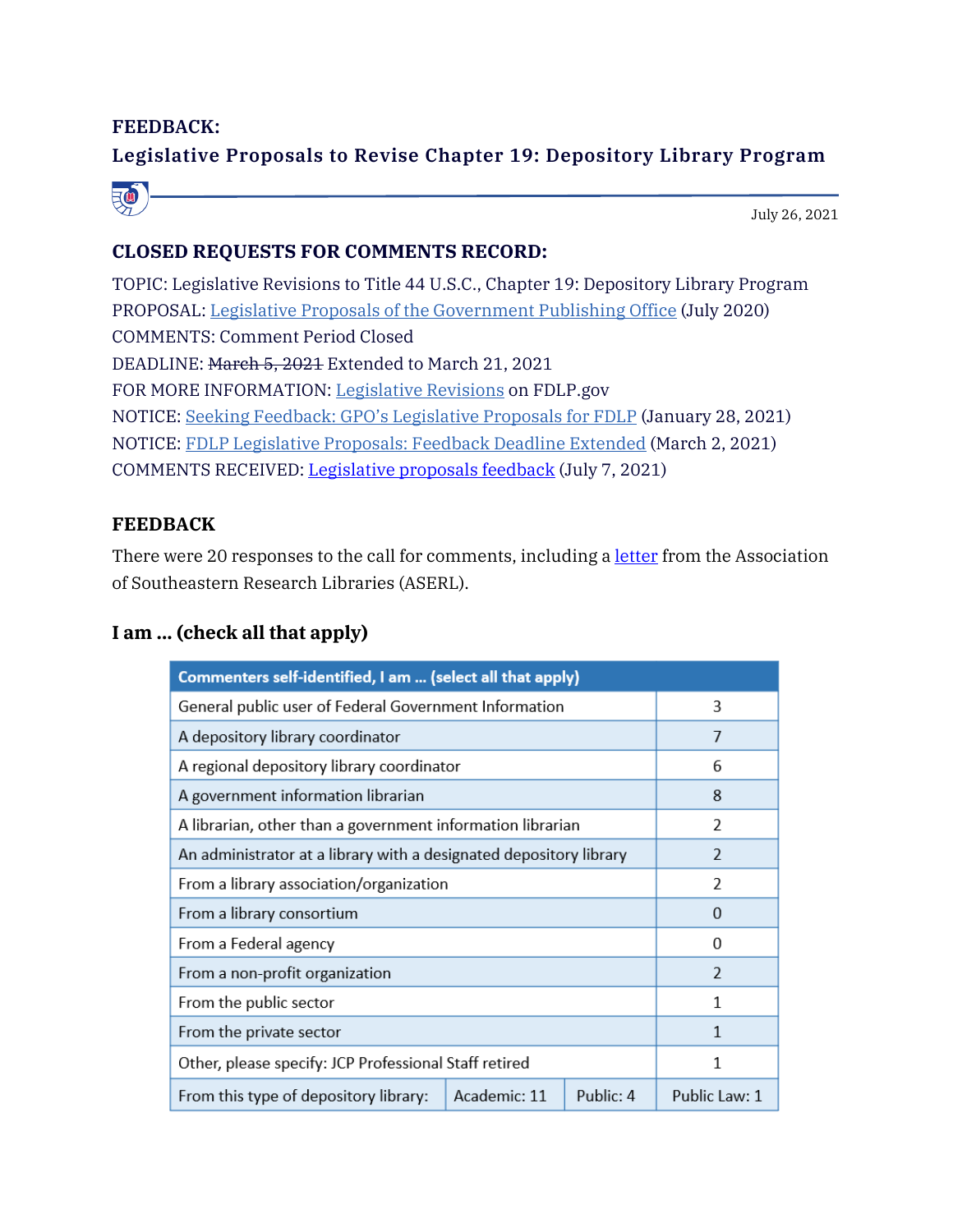# FEEDBACK:

# Legislative Proposals to Revise Chapter 19: Depository Library Program

July 26, 2021

## CLOSED REQUESTS FOR COMMENTS RECORD:

TOPIC: Legislative Revisions to Title 44 U.S.C., Chapter 19: Depository Library Program
PROPOSAL: Legislative Proposals of the Government Publishing Office (July 2020)
COMMENTS: Comment Period Closed
DEADLINE: ~~March 5, 2021~~ Extended to March 21, 2021
FOR MORE INFORMATION: Legislative Revisions on FDLP.gov
NOTICE: Seeking Feedback: GPO's Legislative Proposals for FDLP (January 28, 2021)
NOTICE: FDLP Legislative Proposals: Feedback Deadline Extended (March 2, 2021)
COMMENTS RECEIVED: Legislative proposals feedback (July 7, 2021)

## FEEDBACK

There were 20 responses to the call for comments, including a letter from the Association of Southeastern Research Libraries (ASERL).

### I am ... (check all that apply)

| Commenters self-identified, I am ... (select all that apply) | | | |
|---|---|---|---|
| General public user of Federal Government Information | | | 3 |
| A depository library coordinator | | | 7 |
| A regional depository library coordinator | | | 6 |
| A government information librarian | | | 8 |
| A librarian, other than a government information librarian | | | 2 |
| An administrator at a library with a designated depository library | | | 2 |
| From a library association/organization | | | 2 |
| From a library consortium | | | 0 |
| From a Federal agency | | | 0 |
| From a non-profit organization | | | 2 |
| From the public sector | | | 1 |
| From the private sector | | | 1 |
| Other, please specify: JCP Professional Staff retired | | | 1 |
| From this type of depository library: | Academic: 11 | Public: 4 | Public Law: 1 |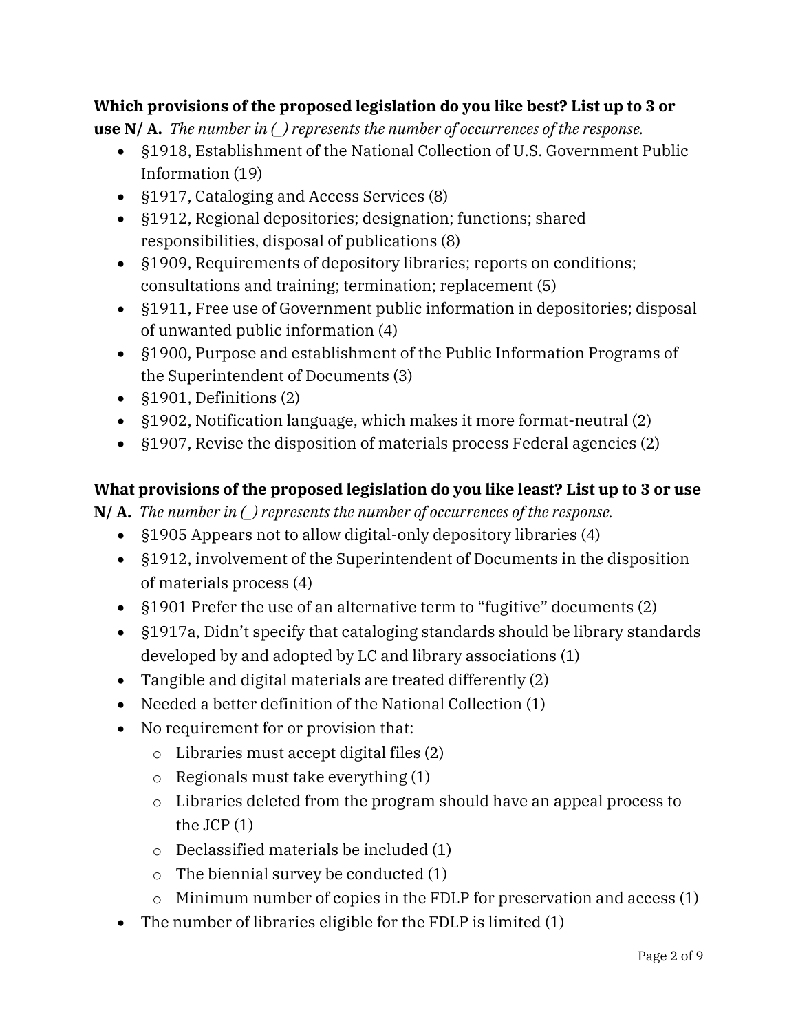**Which provisions of the proposed legislation do you like best? List up to 3 or use N/ A.** *The number in (_) represents the number of occurrences of the response.*

- §1918, Establishment of the National Collection of U.S. Government Public Information (19)
- §1917, Cataloging and Access Services (8)
- §1912, Regional depositories; designation; functions; shared responsibilities, disposal of publications (8)
- §1909, Requirements of depository libraries; reports on conditions; consultations and training; termination; replacement (5)
- §1911, Free use of Government public information in depositories; disposal of unwanted public information (4)
- §1900, Purpose and establishment of the Public Information Programs of the Superintendent of Documents (3)
- §1901, Definitions (2)
- §1902, Notification language, which makes it more format-neutral (2)
- §1907, Revise the disposition of materials process Federal agencies (2)

**What provisions of the proposed legislation do you like least? List up to 3 or use N/ A.** *The number in (_) represents the number of occurrences of the response.*

- §1905 Appears not to allow digital-only depository libraries (4)
- §1912, involvement of the Superintendent of Documents in the disposition of materials process (4)
- §1901 Prefer the use of an alternative term to "fugitive" documents (2)
- §1917a, Didn't specify that cataloging standards should be library standards developed by and adopted by LC and library associations (1)
- Tangible and digital materials are treated differently (2)
- Needed a better definition of the National Collection (1)
- No requirement for or provision that:
  - Libraries must accept digital files (2)
  - Regionals must take everything (1)
  - Libraries deleted from the program should have an appeal process to the JCP (1)
  - Declassified materials be included (1)
  - The biennial survey be conducted (1)
  - Minimum number of copies in the FDLP for preservation and access (1)
- The number of libraries eligible for the FDLP is limited (1)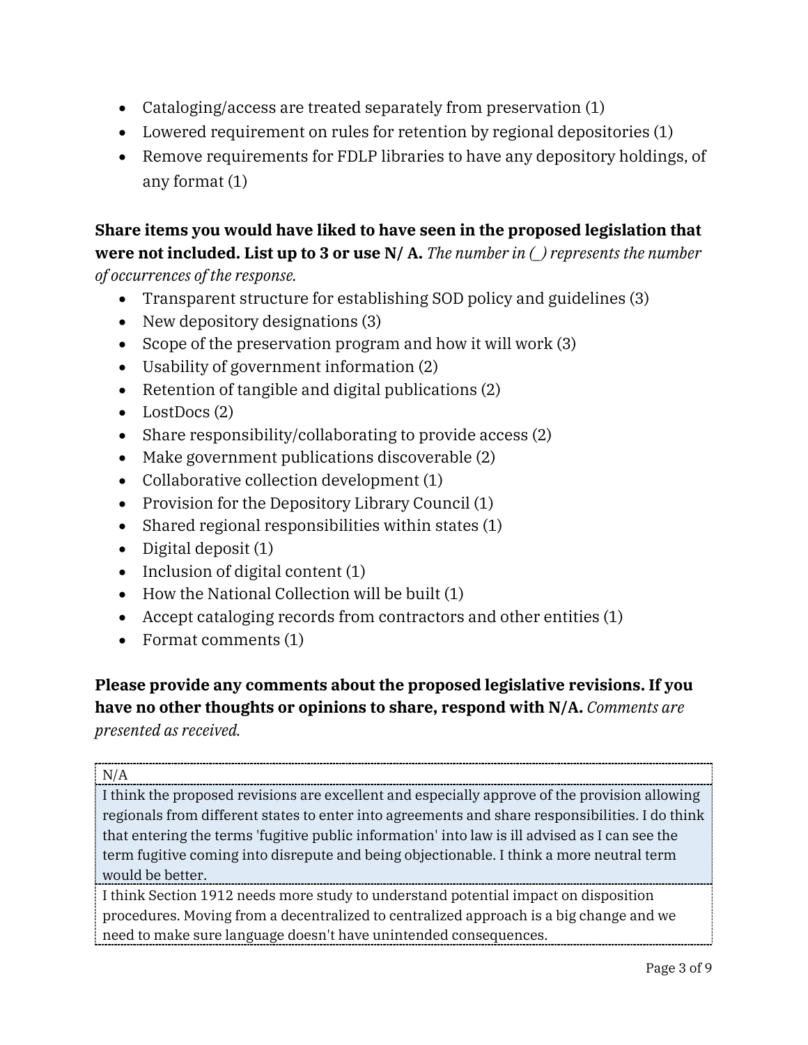- Cataloging/access are treated separately from preservation (1)
- Lowered requirement on rules for retention by regional depositories (1)
- Remove requirements for FDLP libraries to have any depository holdings, of any format (1)

**Share items you would have liked to have seen in the proposed legislation that were not included. List up to 3 or use N/ A.** *The number in (_) represents the number of occurrences of the response.*

- Transparent structure for establishing SOD policy and guidelines (3)
- New depository designations (3)
- Scope of the preservation program and how it will work (3)
- Usability of government information (2)
- Retention of tangible and digital publications (2)
- LostDocs (2)
- Share responsibility/collaborating to provide access (2)
- Make government publications discoverable (2)
- Collaborative collection development (1)
- Provision for the Depository Library Council (1)
- Shared regional responsibilities within states (1)
- Digital deposit (1)
- Inclusion of digital content (1)
- How the National Collection will be built (1)
- Accept cataloging records from contractors and other entities (1)
- Format comments (1)

**Please provide any comments about the proposed legislative revisions. If you have no other thoughts or opinions to share, respond with N/A.** *Comments are presented as received.*

| |
|---|
| N/A |
| I think the proposed revisions are excellent and especially approve of the provision allowing regionals from different states to enter into agreements and share responsibilities. I do think that entering the terms 'fugitive public information' into law is ill advised as I can see the term fugitive coming into disrepute and being objectionable. I think a more neutral term would be better. |
| I think Section 1912 needs more study to understand potential impact on disposition procedures. Moving from a decentralized to centralized approach is a big change and we need to make sure language doesn't have unintended consequences. |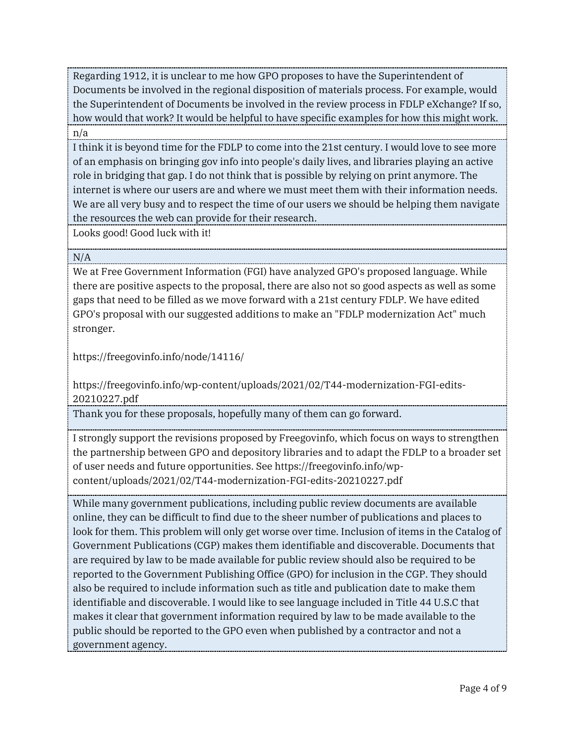Regarding 1912, it is unclear to me how GPO proposes to have the Superintendent of Documents be involved in the regional disposition of materials process. For example, would the Superintendent of Documents be involved in the review process in FDLP eXchange? If so, how would that work? It would be helpful to have specific examples for how this might work.

---

n/a

---

I think it is beyond time for the FDLP to come into the 21st century. I would love to see more of an emphasis on bringing gov info into people's daily lives, and libraries playing an active role in bridging that gap. I do not think that is possible by relying on print anymore. The internet is where our users are and where we must meet them with their information needs. We are all very busy and to respect the time of our users we should be helping them navigate the resources the web can provide for their research.

---

Looks good! Good luck with it!

---

N/A

---

We at Free Government Information (FGI) have analyzed GPO's proposed language. While there are positive aspects to the proposal, there are also not so good aspects as well as some gaps that need to be filled as we move forward with a 21st century FDLP. We have edited GPO's proposal with our suggested additions to make an "FDLP modernization Act" much stronger.

https://freegovinfo.info/node/14116/

https://freegovinfo.info/wp-content/uploads/2021/02/T44-modernization-FGI-edits-20210227.pdf

---

Thank you for these proposals, hopefully many of them can go forward.

---

I strongly support the revisions proposed by Freegovinfo, which focus on ways to strengthen the partnership between GPO and depository libraries and to adapt the FDLP to a broader set of user needs and future opportunities. See https://freegovinfo.info/wp-content/uploads/2021/02/T44-modernization-FGI-edits-20210227.pdf

---

While many government publications, including public review documents are available online, they can be difficult to find due to the sheer number of publications and places to look for them. This problem will only get worse over time. Inclusion of items in the Catalog of Government Publications (CGP) makes them identifiable and discoverable. Documents that are required by law to be made available for public review should also be required to be reported to the Government Publishing Office (GPO) for inclusion in the CGP. They should also be required to include information such as title and publication date to make them identifiable and discoverable. I would like to see language included in Title 44 U.S.C that makes it clear that government information required by law to be made available to the public should be reported to the GPO even when published by a contractor and not a government agency.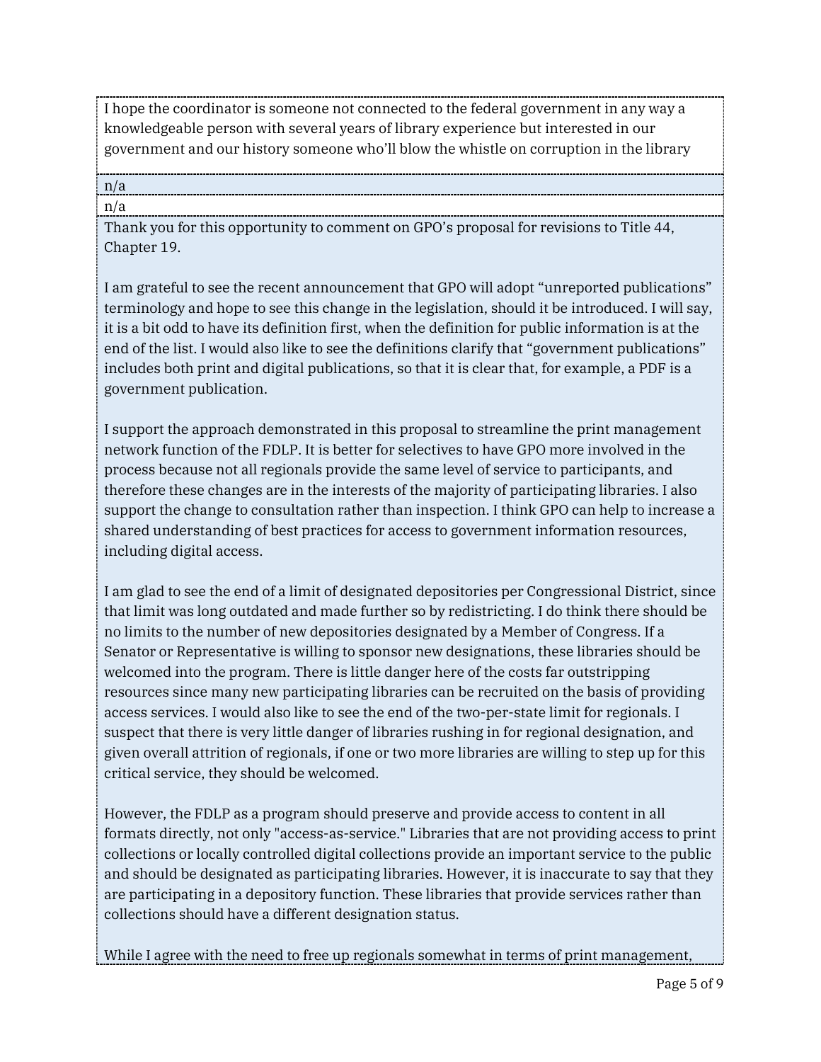I hope the coordinator is someone not connected to the federal government in any way a knowledgeable person with several years of library experience but interested in our government and our history someone who'll blow the whistle on corruption in the library

n/a

n/a

Thank you for this opportunity to comment on GPO's proposal for revisions to Title 44, Chapter 19.

I am grateful to see the recent announcement that GPO will adopt "unreported publications" terminology and hope to see this change in the legislation, should it be introduced. I will say, it is a bit odd to have its definition first, when the definition for public information is at the end of the list. I would also like to see the definitions clarify that "government publications" includes both print and digital publications, so that it is clear that, for example, a PDF is a government publication.

I support the approach demonstrated in this proposal to streamline the print management network function of the FDLP. It is better for selectives to have GPO more involved in the process because not all regionals provide the same level of service to participants, and therefore these changes are in the interests of the majority of participating libraries. I also support the change to consultation rather than inspection. I think GPO can help to increase a shared understanding of best practices for access to government information resources, including digital access.

I am glad to see the end of a limit of designated depositories per Congressional District, since that limit was long outdated and made further so by redistricting. I do think there should be no limits to the number of new depositories designated by a Member of Congress. If a Senator or Representative is willing to sponsor new designations, these libraries should be welcomed into the program. There is little danger here of the costs far outstripping resources since many new participating libraries can be recruited on the basis of providing access services. I would also like to see the end of the two-per-state limit for regionals. I suspect that there is very little danger of libraries rushing in for regional designation, and given overall attrition of regionals, if one or two more libraries are willing to step up for this critical service, they should be welcomed.

However, the FDLP as a program should preserve and provide access to content in all formats directly, not only "access-as-service." Libraries that are not providing access to print collections or locally controlled digital collections provide an important service to the public and should be designated as participating libraries. However, it is inaccurate to say that they are participating in a depository function. These libraries that provide services rather than collections should have a different designation status.

While I agree with the need to free up regionals somewhat in terms of print management,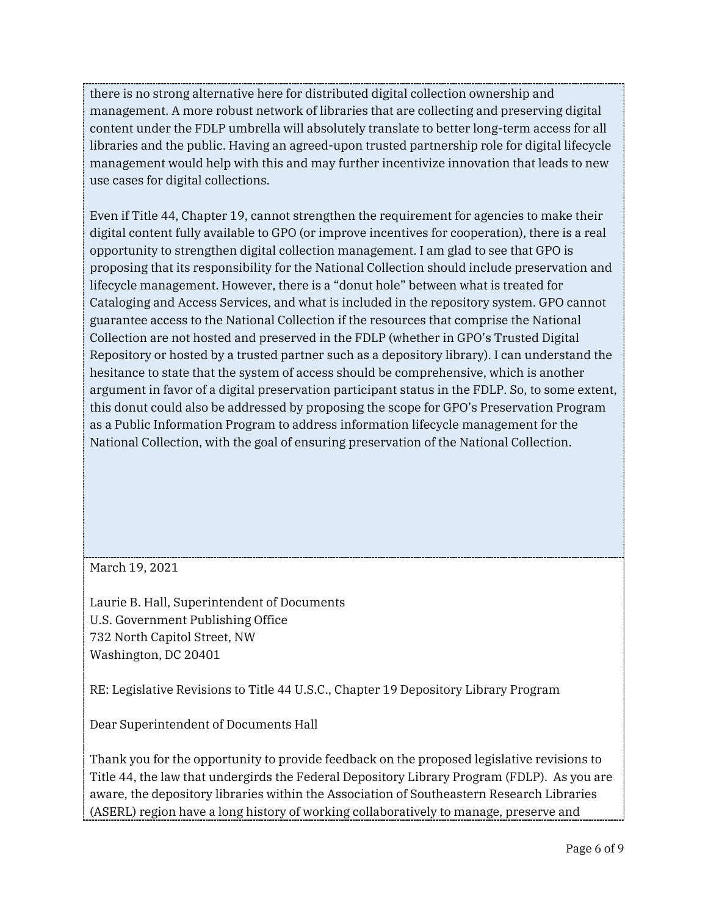there is no strong alternative here for distributed digital collection ownership and management. A more robust network of libraries that are collecting and preserving digital content under the FDLP umbrella will absolutely translate to better long-term access for all libraries and the public. Having an agreed-upon trusted partnership role for digital lifecycle management would help with this and may further incentivize innovation that leads to new use cases for digital collections.

Even if Title 44, Chapter 19, cannot strengthen the requirement for agencies to make their digital content fully available to GPO (or improve incentives for cooperation), there is a real opportunity to strengthen digital collection management. I am glad to see that GPO is proposing that its responsibility for the National Collection should include preservation and lifecycle management. However, there is a "donut hole" between what is treated for Cataloging and Access Services, and what is included in the repository system. GPO cannot guarantee access to the National Collection if the resources that comprise the National Collection are not hosted and preserved in the FDLP (whether in GPO's Trusted Digital Repository or hosted by a trusted partner such as a depository library). I can understand the hesitance to state that the system of access should be comprehensive, which is another argument in favor of a digital preservation participant status in the FDLP. So, to some extent, this donut could also be addressed by proposing the scope for GPO's Preservation Program as a Public Information Program to address information lifecycle management for the National Collection, with the goal of ensuring preservation of the National Collection.

---

March 19, 2021

Laurie B. Hall, Superintendent of Documents
U.S. Government Publishing Office
732 North Capitol Street, NW
Washington, DC 20401

RE: Legislative Revisions to Title 44 U.S.C., Chapter 19 Depository Library Program

Dear Superintendent of Documents Hall

Thank you for the opportunity to provide feedback on the proposed legislative revisions to Title 44, the law that undergirds the Federal Depository Library Program (FDLP). As you are aware, the depository libraries within the Association of Southeastern Research Libraries (ASERL) region have a long history of working collaboratively to manage, preserve and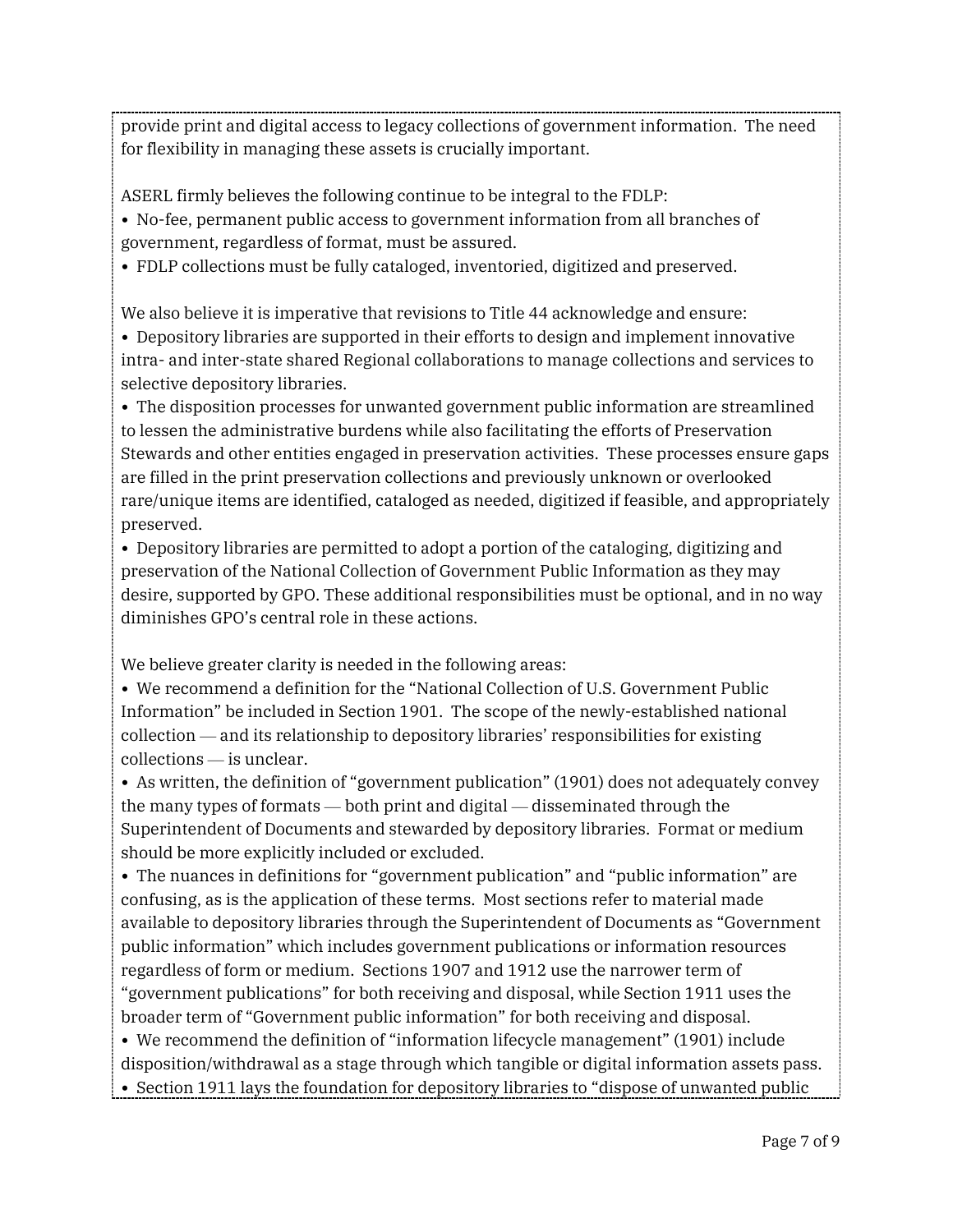provide print and digital access to legacy collections of government information. The need for flexibility in managing these assets is crucially important.

ASERL firmly believes the following continue to be integral to the FDLP:

- No-fee, permanent public access to government information from all branches of government, regardless of format, must be assured.
- FDLP collections must be fully cataloged, inventoried, digitized and preserved.

We also believe it is imperative that revisions to Title 44 acknowledge and ensure:

- Depository libraries are supported in their efforts to design and implement innovative intra- and inter-state shared Regional collaborations to manage collections and services to selective depository libraries.
- The disposition processes for unwanted government public information are streamlined to lessen the administrative burdens while also facilitating the efforts of Preservation Stewards and other entities engaged in preservation activities. These processes ensure gaps are filled in the print preservation collections and previously unknown or overlooked rare/unique items are identified, cataloged as needed, digitized if feasible, and appropriately preserved.
- Depository libraries are permitted to adopt a portion of the cataloging, digitizing and preservation of the National Collection of Government Public Information as they may desire, supported by GPO. These additional responsibilities must be optional, and in no way diminishes GPO's central role in these actions.

We believe greater clarity is needed in the following areas:

- We recommend a definition for the "National Collection of U.S. Government Public Information" be included in Section 1901. The scope of the newly-established national collection — and its relationship to depository libraries' responsibilities for existing collections — is unclear.
- As written, the definition of "government publication" (1901) does not adequately convey the many types of formats — both print and digital — disseminated through the Superintendent of Documents and stewarded by depository libraries. Format or medium should be more explicitly included or excluded.
- The nuances in definitions for "government publication" and "public information" are confusing, as is the application of these terms. Most sections refer to material made available to depository libraries through the Superintendent of Documents as "Government public information" which includes government publications or information resources regardless of form or medium. Sections 1907 and 1912 use the narrower term of "government publications" for both receiving and disposal, while Section 1911 uses the broader term of "Government public information" for both receiving and disposal.
- We recommend the definition of "information lifecycle management" (1901) include disposition/withdrawal as a stage through which tangible or digital information assets pass.
- Section 1911 lays the foundation for depository libraries to "dispose of unwanted public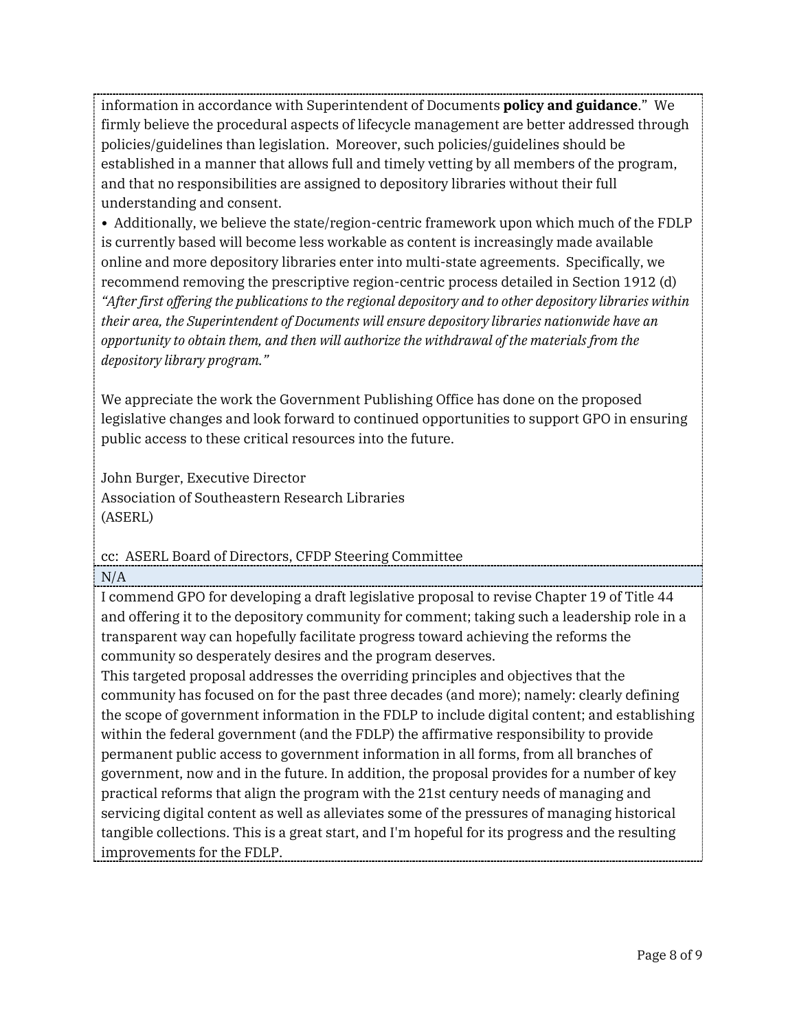information in accordance with Superintendent of Documents **policy and guidance**." We firmly believe the procedural aspects of lifecycle management are better addressed through policies/guidelines than legislation. Moreover, such policies/guidelines should be established in a manner that allows full and timely vetting by all members of the program, and that no responsibilities are assigned to depository libraries without their full understanding and consent.

• Additionally, we believe the state/region-centric framework upon which much of the FDLP is currently based will become less workable as content is increasingly made available online and more depository libraries enter into multi-state agreements. Specifically, we recommend removing the prescriptive region-centric process detailed in Section 1912 (d) *"After first offering the publications to the regional depository and to other depository libraries within their area, the Superintendent of Documents will ensure depository libraries nationwide have an opportunity to obtain them, and then will authorize the withdrawal of the materials from the depository library program."*

We appreciate the work the Government Publishing Office has done on the proposed legislative changes and look forward to continued opportunities to support GPO in ensuring public access to these critical resources into the future.

John Burger, Executive Director
Association of Southeastern Research Libraries
(ASERL)

cc: ASERL Board of Directors, CFDP Steering Committee

N/A

I commend GPO for developing a draft legislative proposal to revise Chapter 19 of Title 44 and offering it to the depository community for comment; taking such a leadership role in a transparent way can hopefully facilitate progress toward achieving the reforms the community so desperately desires and the program deserves.

This targeted proposal addresses the overriding principles and objectives that the community has focused on for the past three decades (and more); namely: clearly defining the scope of government information in the FDLP to include digital content; and establishing within the federal government (and the FDLP) the affirmative responsibility to provide permanent public access to government information in all forms, from all branches of government, now and in the future. In addition, the proposal provides for a number of key practical reforms that align the program with the 21st century needs of managing and servicing digital content as well as alleviates some of the pressures of managing historical tangible collections. This is a great start, and I'm hopeful for its progress and the resulting improvements for the FDLP.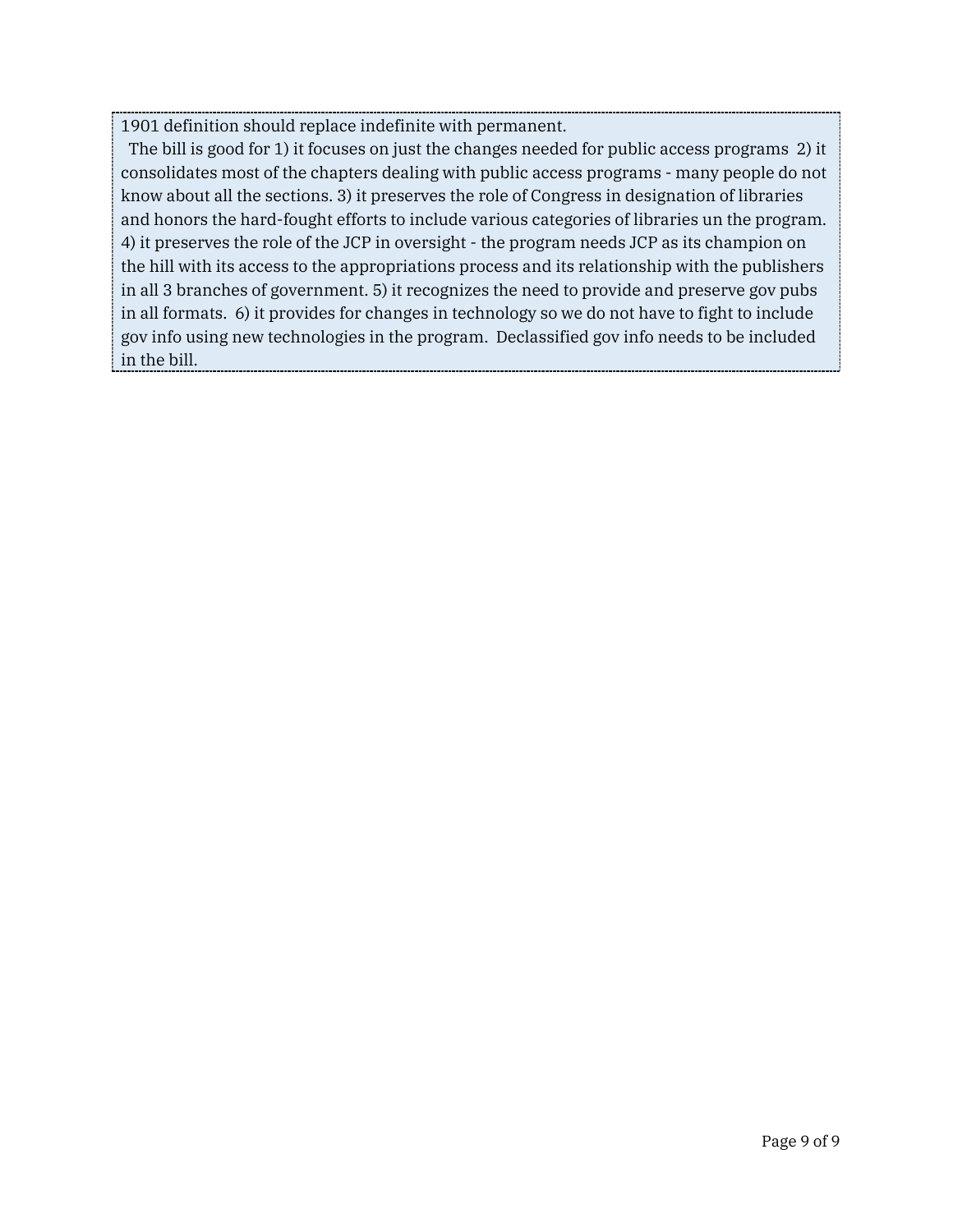1901 definition should replace indefinite with permanent.

The bill is good for 1) it focuses on just the changes needed for public access programs 2) it consolidates most of the chapters dealing with public access programs - many people do not know about all the sections. 3) it preserves the role of Congress in designation of libraries and honors the hard-fought efforts to include various categories of libraries un the program. 4) it preserves the role of the JCP in oversight - the program needs JCP as its champion on the hill with its access to the appropriations process and its relationship with the publishers in all 3 branches of government. 5) it recognizes the need to provide and preserve gov pubs in all formats. 6) it provides for changes in technology so we do not have to fight to include gov info using new technologies in the program. Declassified gov info needs to be included in the bill.